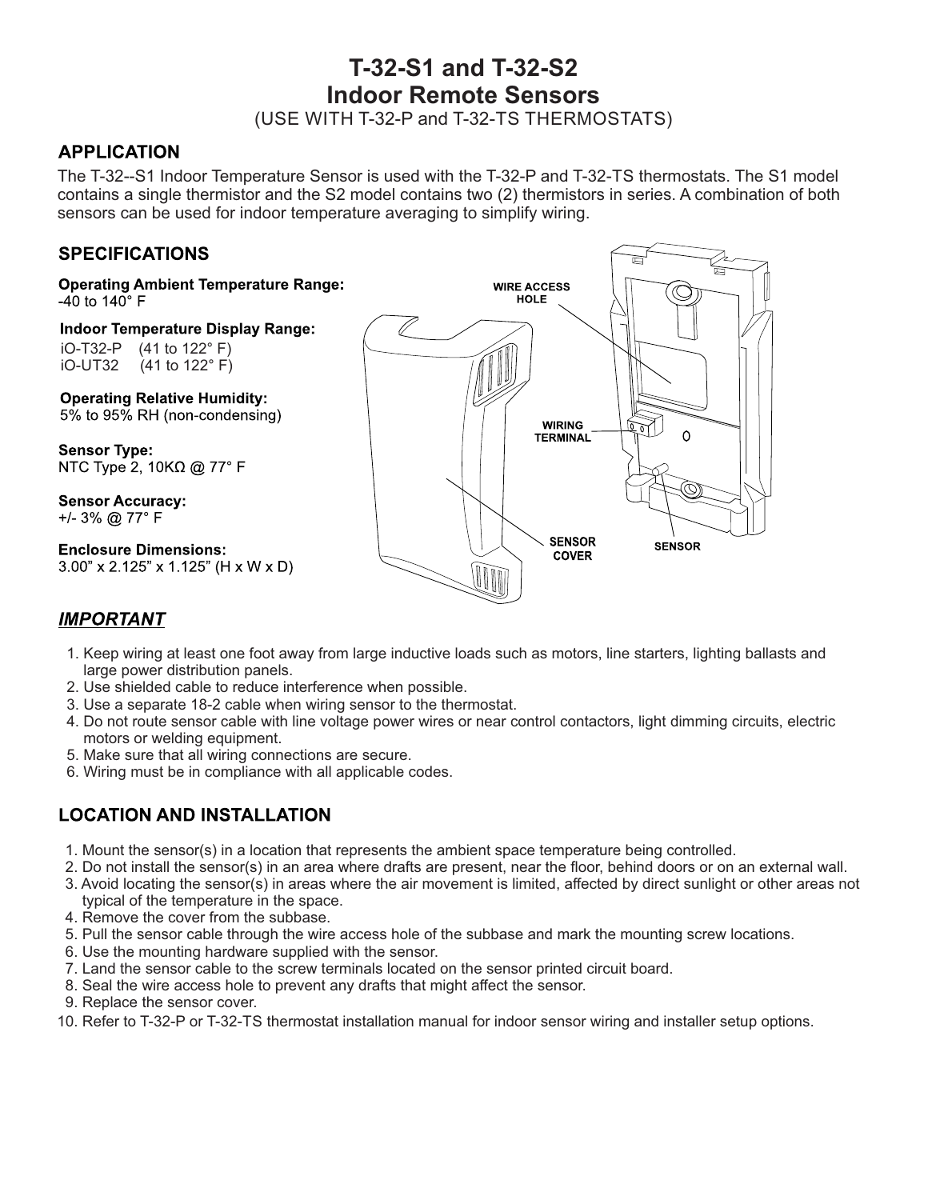# T-32-S1 and T-32-S2
# Indoor Remote Sensors

(USE WITH T-32-P and T-32-TS THERMOSTATS)

## APPLICATION

The T-32--S1 Indoor Temperature Sensor is used with the T-32-P and T-32-TS thermostats. The S1 model contains a single thermistor and the S2 model contains two (2) thermistors in series. A combination of both sensors can be used for indoor temperature averaging to simplify wiring.

## SPECIFICATIONS

**Operating Ambient Temperature Range:**
-40 to 140° F

**Indoor Temperature Display Range:**
iO-T32-P (41 to 122° F)
iO-UT32 (41 to 122° F)

**Operating Relative Humidity:**
5% to 95% RH (non-condensing)

**Sensor Type:**
NTC Type 2, 10KΩ @ 77° F

**Sensor Accuracy:**
+/- 3% @ 77° F

**Enclosure Dimensions:**
3.00" x 2.125" x 1.125" (H x W x D)

WIRE ACCESS HOLE

WIRING TERMINAL

SENSOR COVER

SENSOR

## *IMPORTANT*

1. Keep wiring at least one foot away from large inductive loads such as motors, line starters, lighting ballasts and large power distribution panels.
2. Use shielded cable to reduce interference when possible.
3. Use a separate 18-2 cable when wiring sensor to the thermostat.
4. Do not route sensor cable with line voltage power wires or near control contactors, light dimming circuits, electric motors or welding equipment.
5. Make sure that all wiring connections are secure.
6. Wiring must be in compliance with all applicable codes.

## LOCATION AND INSTALLATION

1. Mount the sensor(s) in a location that represents the ambient space temperature being controlled.
2. Do not install the sensor(s) in an area where drafts are present, near the floor, behind doors or on an external wall.
3. Avoid locating the sensor(s) in areas where the air movement is limited, affected by direct sunlight or other areas not typical of the temperature in the space.
4. Remove the cover from the subbase.
5. Pull the sensor cable through the wire access hole of the subbase and mark the mounting screw locations.
6. Use the mounting hardware supplied with the sensor.
7. Land the sensor cable to the screw terminals located on the sensor printed circuit board.
8. Seal the wire access hole to prevent any drafts that might affect the sensor.
9. Replace the sensor cover.
10. Refer to T-32-P or T-32-TS thermostat installation manual for indoor sensor wiring and installer setup options.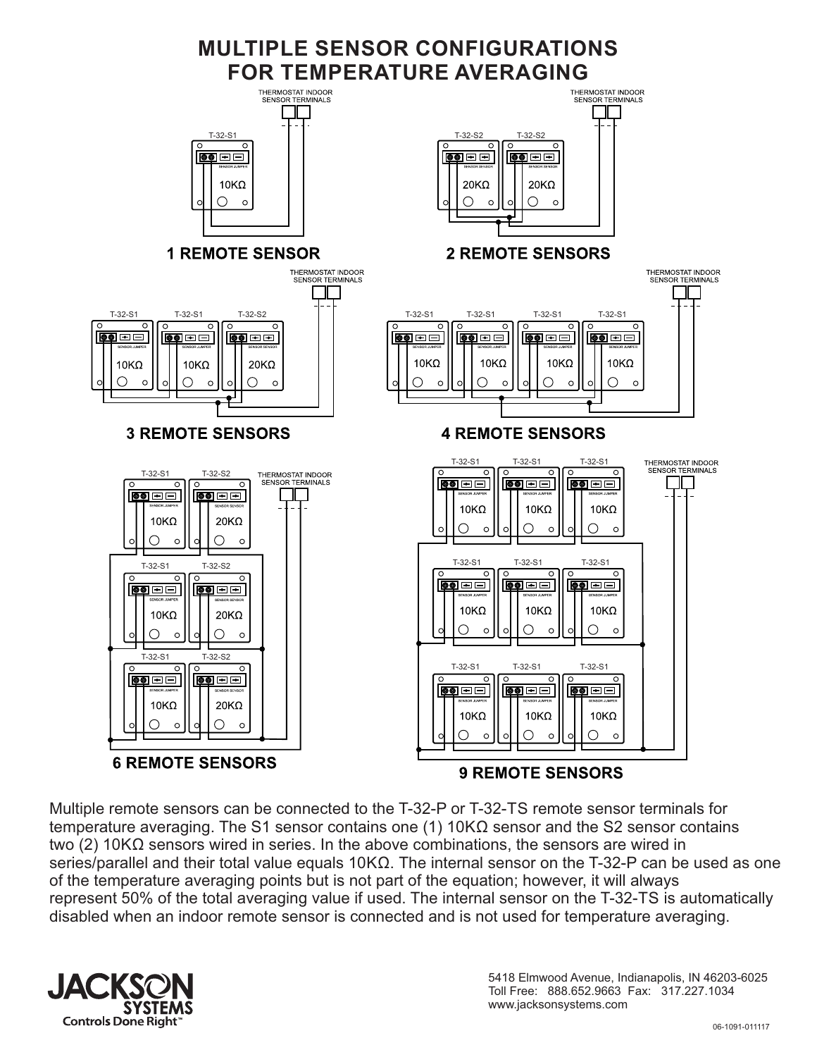# MULTIPLE SENSOR CONFIGURATIONS FOR TEMPERATURE AVERAGING

THERMOSTAT INDOOR SENSOR TERMINALS

T-32-S1
10KΩ

## 1 REMOTE SENSOR

THERMOSTAT INDOOR SENSOR TERMINALS

T-32-S2 T-32-S2
20KΩ 20KΩ

## 2 REMOTE SENSORS

THERMOSTAT INDOOR SENSOR TERMINALS

T-32-S1 T-32-S1 T-32-S2
10KΩ 10KΩ 20KΩ

## 3 REMOTE SENSORS

THERMOSTAT INDOOR SENSOR TERMINALS

T-32-S1 T-32-S1 T-32-S1 T-32-S1
10KΩ 10KΩ 10KΩ 10KΩ

## 4 REMOTE SENSORS

THERMOSTAT INDOOR SENSOR TERMINALS

T-32-S1 T-32-S2
10KΩ 20KΩ

T-32-S1 T-32-S2
10KΩ 20KΩ

T-32-S1 T-32-S2
10KΩ 20KΩ

## 6 REMOTE SENSORS

THERMOSTAT INDOOR SENSOR TERMINALS

T-32-S1 T-32-S1 T-32-S1
10KΩ 10KΩ 10KΩ

T-32-S1 T-32-S1 T-32-S1
10KΩ 10KΩ 10KΩ

T-32-S1 T-32-S1 T-32-S1
10KΩ 10KΩ 10KΩ

## 9 REMOTE SENSORS

Multiple remote sensors can be connected to the T-32-P or T-32-TS remote sensor terminals for temperature averaging. The S1 sensor contains one (1) 10KΩ sensor and the S2 sensor contains two (2) 10KΩ sensors wired in series. In the above combinations, the sensors are wired in series/parallel and their total value equals 10KΩ. The internal sensor on the T-32-P can be used as one of the temperature averaging points but is not part of the equation; however, it will always represent 50% of the total averaging value if used. The internal sensor on the T-32-TS is automatically disabled when an indoor remote sensor is connected and is not used for temperature averaging.

JACKSON SYSTEMS
Controls Done Right™

5418 Elmwood Avenue, Indianapolis, IN 46203-6025
Toll Free: 888.652.9663 Fax: 317.227.1034
www.jacksonsystems.com

06-1091-011117